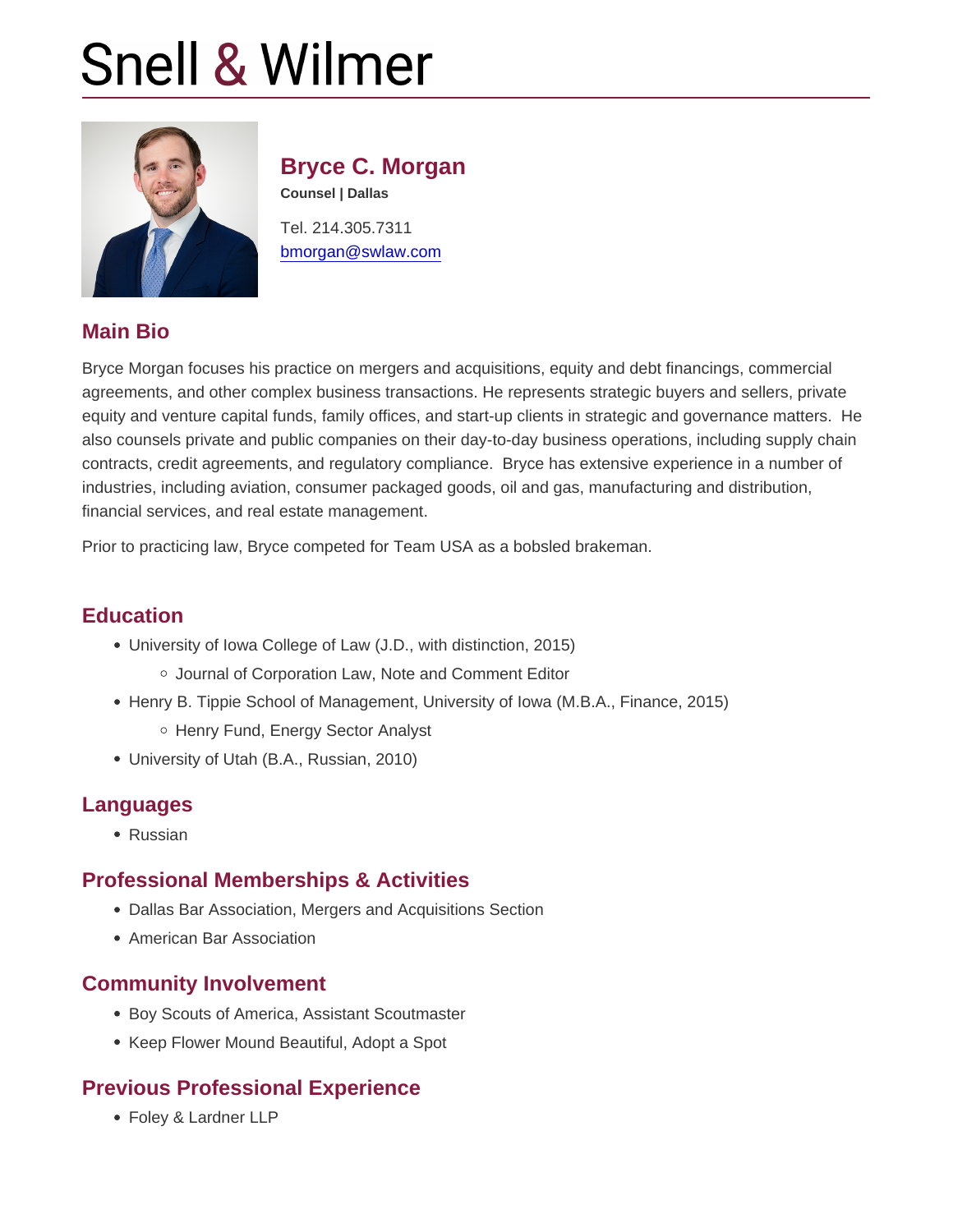# Snell & Wilmer

## Bryce C. Morgan

**Counsel | Dallas**

Tel. 214.305.7311
bmorgan@swlaw.com

## Main Bio

Bryce Morgan focuses his practice on mergers and acquisitions, equity and debt financings, commercial agreements, and other complex business transactions. He represents strategic buyers and sellers, private equity and venture capital funds, family offices, and start-up clients in strategic and governance matters. He also counsels private and public companies on their day-to-day business operations, including supply chain contracts, credit agreements, and regulatory compliance. Bryce has extensive experience in a number of industries, including aviation, consumer packaged goods, oil and gas, manufacturing and distribution, financial services, and real estate management.

Prior to practicing law, Bryce competed for Team USA as a bobsled brakeman.

## Education

- University of Iowa College of Law (J.D., with distinction, 2015)
  - Journal of Corporation Law, Note and Comment Editor
- Henry B. Tippie School of Management, University of Iowa (M.B.A., Finance, 2015)
  - Henry Fund, Energy Sector Analyst
- University of Utah (B.A., Russian, 2010)

## Languages

- Russian

## Professional Memberships & Activities

- Dallas Bar Association, Mergers and Acquisitions Section
- American Bar Association

## Community Involvement

- Boy Scouts of America, Assistant Scoutmaster
- Keep Flower Mound Beautiful, Adopt a Spot

## Previous Professional Experience

- Foley & Lardner LLP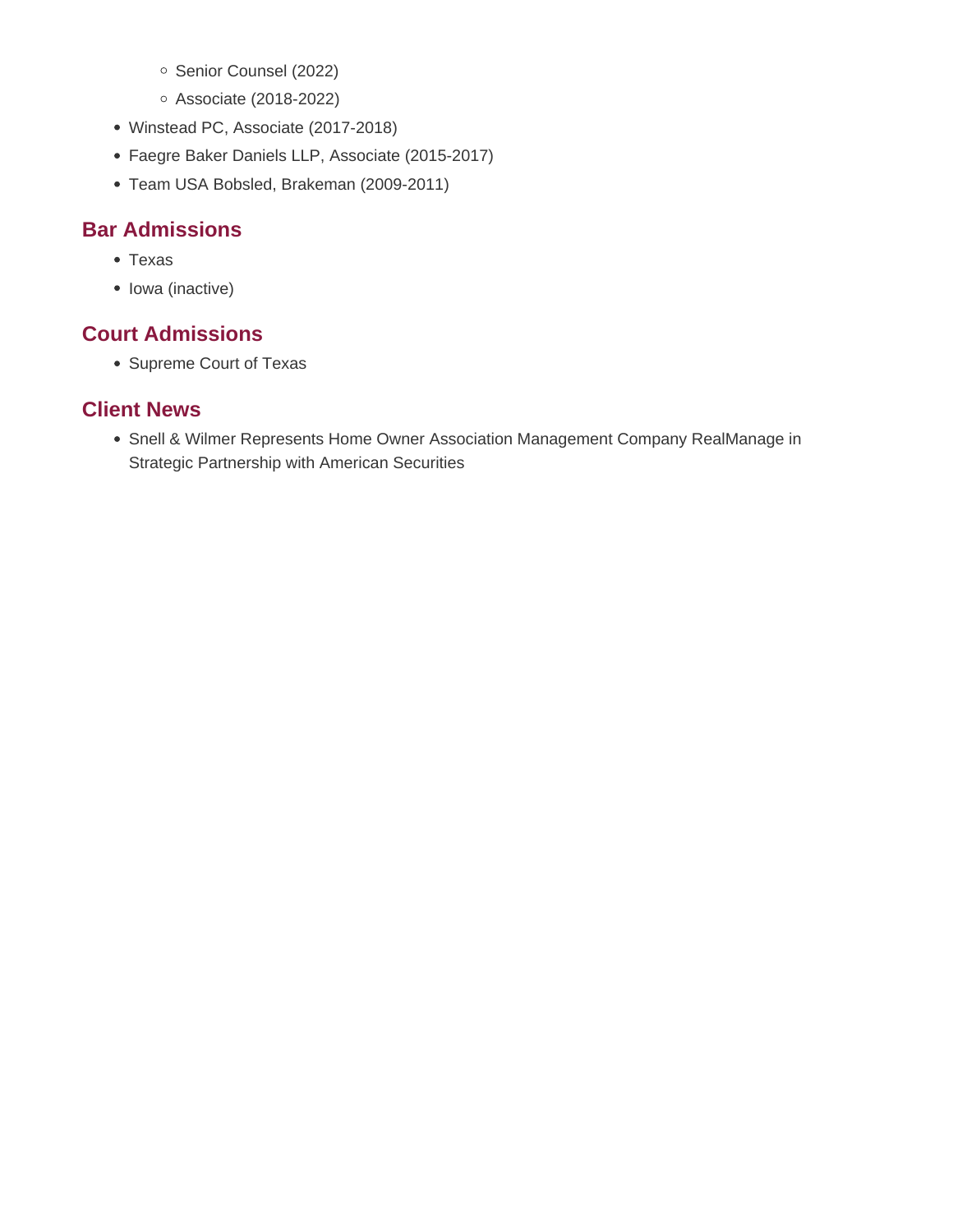- Senior Counsel (2022)
    - Associate (2018-2022)
- Winstead PC, Associate (2017-2018)
- Faegre Baker Daniels LLP, Associate (2015-2017)
- Team USA Bobsled, Brakeman (2009-2011)

## Bar Admissions

- Texas
- Iowa (inactive)

## Court Admissions

- Supreme Court of Texas

## Client News

- Snell & Wilmer Represents Home Owner Association Management Company RealManage in Strategic Partnership with American Securities